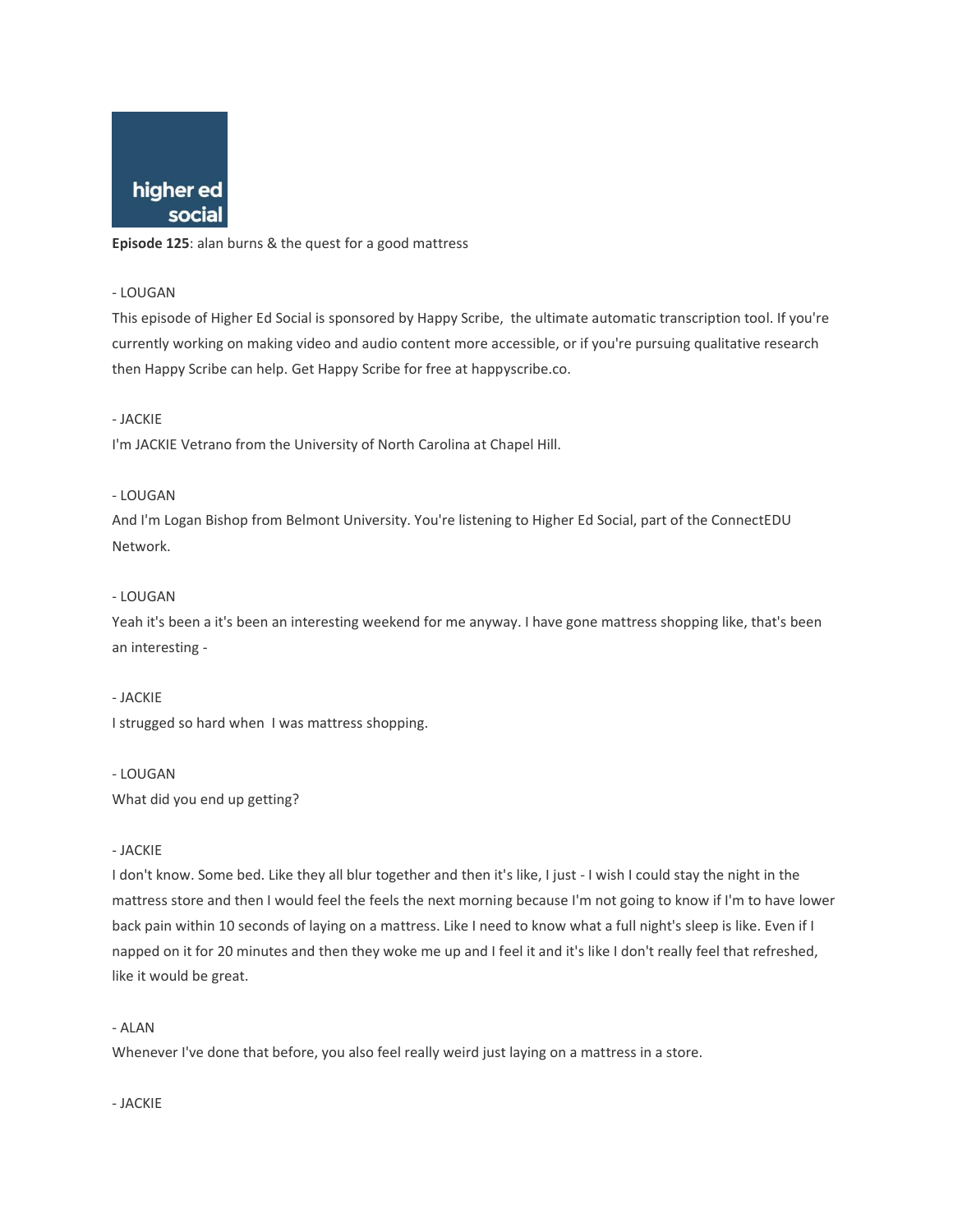higher ed social

**Episode 125**: alan burns & the quest for a good mattress

- LOUGAN

This episode of Higher Ed Social is sponsored by Happy Scribe, the ultimate automatic transcription tool. If you're currently working on making video and audio content more accessible, or if you're pursuing qualitative research then Happy Scribe can help. Get Happy Scribe for free at happyscribe.co.

- JACKIE

I'm JACKIE Vetrano from the University of North Carolina at Chapel Hill.

- LOUGAN

And I'm Logan Bishop from Belmont University. You're listening to Higher Ed Social, part of the ConnectEDU Network.

- LOUGAN

Yeah it's been a it's been an interesting weekend for me anyway. I have gone mattress shopping like, that's been an interesting -

- JACKIE

I strugged so hard when I was mattress shopping.

- LOUGAN

What did you end up getting?

- JACKIE

I don't know. Some bed. Like they all blur together and then it's like, I just - I wish I could stay the night in the mattress store and then I would feel the feels the next morning because I'm not going to know if I'm to have lower back pain within 10 seconds of laying on a mattress. Like I need to know what a full night's sleep is like. Even if I napped on it for 20 minutes and then they woke me up and I feel it and it's like I don't really feel that refreshed, like it would be great.

- ALAN

Whenever I've done that before, you also feel really weird just laying on a mattress in a store.

- JACKIE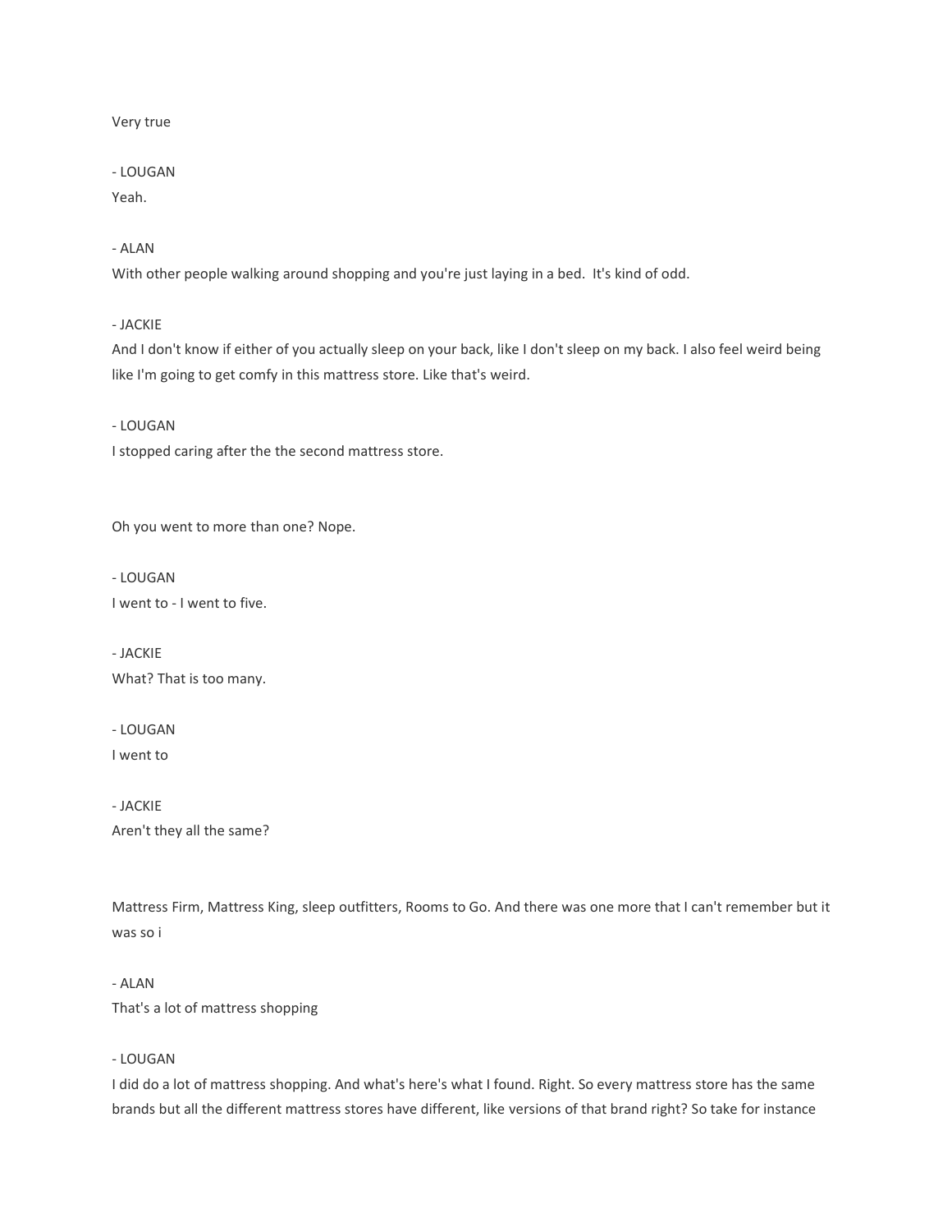Very true

- LOUGAN
Yeah.

- ALAN
With other people walking around shopping and you're just laying in a bed.  It's kind of odd.

- JACKIE
And I don't know if either of you actually sleep on your back, like I don't sleep on my back. I also feel weird being like I'm going to get comfy in this mattress store. Like that's weird.

- LOUGAN
I stopped caring after the the second mattress store.

Oh you went to more than one? Nope.

- LOUGAN
I went to - I went to five.

- JACKIE
What? That is too many.

- LOUGAN
I went to

- JACKIE
Aren't they all the same?

Mattress Firm, Mattress King, sleep outfitters, Rooms to Go. And there was one more that I can't remember but it was so i

- ALAN
That's a lot of mattress shopping

- LOUGAN
I did do a lot of mattress shopping. And what's here's what I found. Right. So every mattress store has the same brands but all the different mattress stores have different, like versions of that brand right? So take for instance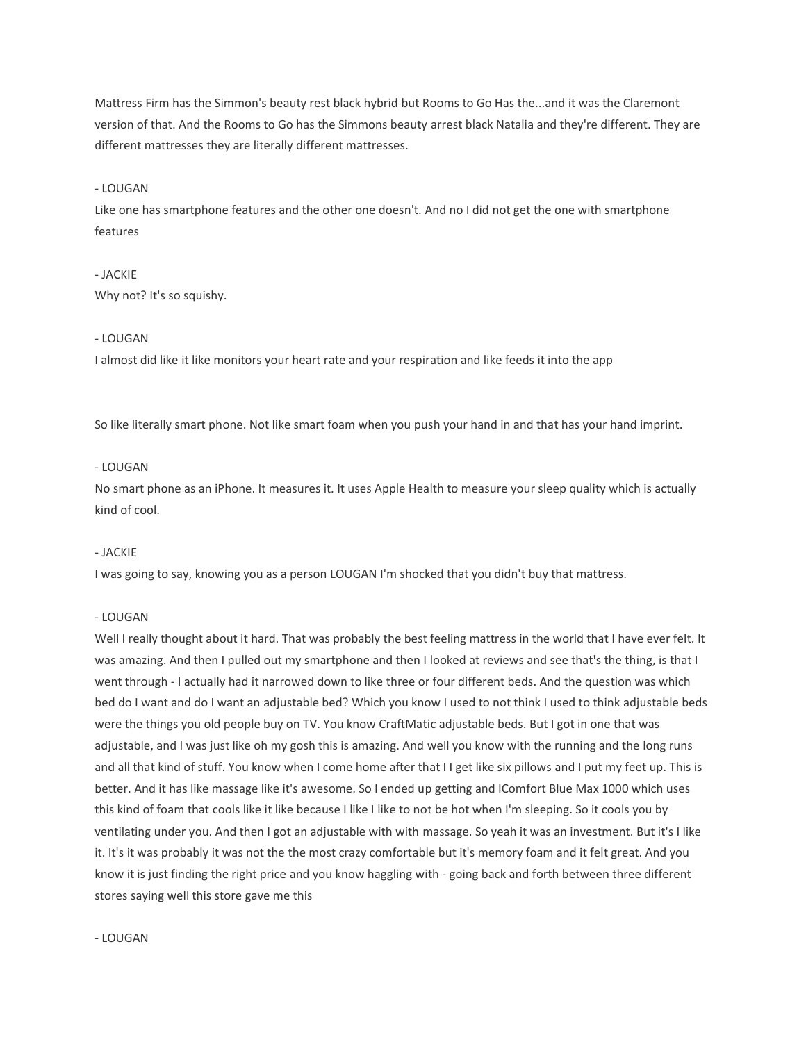Mattress Firm has the Simmon's beauty rest black hybrid but Rooms to Go Has the...and it was the Claremont version of that. And the Rooms to Go has the Simmons beauty arrest black Natalia and they're different. They are different mattresses they are literally different mattresses.

- LOUGAN

Like one has smartphone features and the other one doesn't. And no I did not get the one with smartphone features

- JACKIE

Why not? It's so squishy.

- LOUGAN

I almost did like it like monitors your heart rate and your respiration and like feeds it into the app

So like literally smart phone. Not like smart foam when you push your hand in and that has your hand imprint.

- LOUGAN

No smart phone as an iPhone. It measures it. It uses Apple Health to measure your sleep quality which is actually kind of cool.

- JACKIE

I was going to say, knowing you as a person LOUGAN I'm shocked that you didn't buy that mattress.

- LOUGAN

Well I really thought about it hard. That was probably the best feeling mattress in the world that I have ever felt. It was amazing. And then I pulled out my smartphone and then I looked at reviews and see that's the thing, is that I went through - I actually had it narrowed down to like three or four different beds. And the question was which bed do I want and do I want an adjustable bed? Which you know I used to not think I used to think adjustable beds were the things you old people buy on TV. You know CraftMatic adjustable beds. But I got in one that was adjustable, and I was just like oh my gosh this is amazing. And well you know with the running and the long runs and all that kind of stuff. You know when I come home after that I I get like six pillows and I put my feet up. This is better. And it has like massage like it's awesome. So I ended up getting and IComfort Blue Max 1000 which uses this kind of foam that cools like it like because I like I like to not be hot when I'm sleeping. So it cools you by ventilating under you. And then I got an adjustable with with massage. So yeah it was an investment. But it's I like it. It's it was probably it was not the the most crazy comfortable but it's memory foam and it felt great. And you know it is just finding the right price and you know haggling with - going back and forth between three different stores saying well this store gave me this

- LOUGAN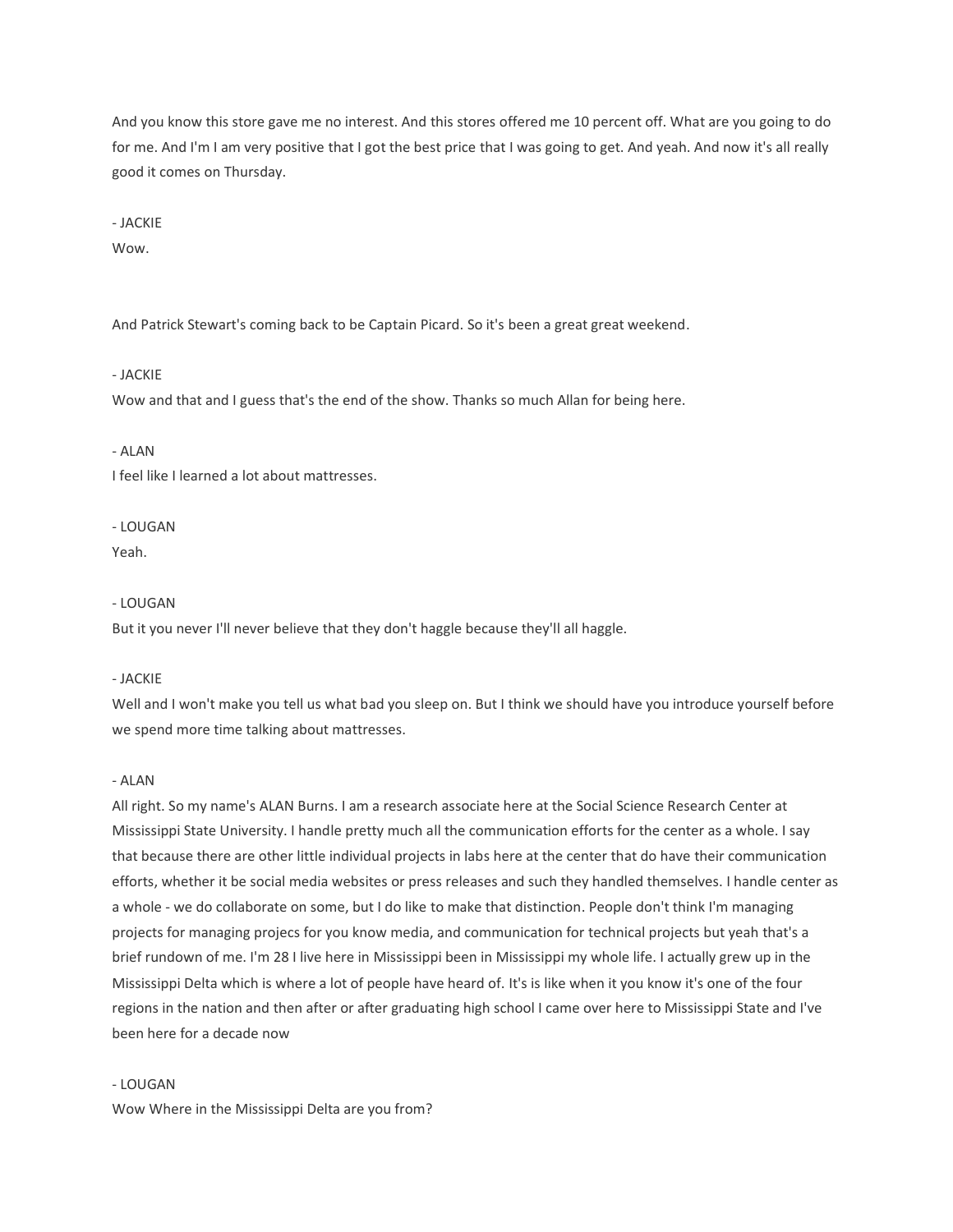And you know this store gave me no interest. And this stores offered me 10 percent off. What are you going to do for me. And I'm I am very positive that I got the best price that I was going to get. And yeah. And now it's all really good it comes on Thursday.

- JACKIE

Wow.

And Patrick Stewart's coming back to be Captain Picard. So it's been a great great weekend.

- JACKIE

Wow and that and I guess that's the end of the show. Thanks so much Allan for being here.

- ALAN

I feel like I learned a lot about mattresses.

- LOUGAN

Yeah.

- LOUGAN

But it you never I'll never believe that they don't haggle because they'll all haggle.

- JACKIE

Well and I won't make you tell us what bad you sleep on. But I think we should have you introduce yourself before we spend more time talking about mattresses.

- ALAN

All right. So my name's ALAN Burns. I am a research associate here at the Social Science Research Center at Mississippi State University. I handle pretty much all the communication efforts for the center as a whole. I say that because there are other little individual projects in labs here at the center that do have their communication efforts, whether it be social media websites or press releases and such they handled themselves. I handle center as a whole - we do collaborate on some, but I do like to make that distinction. People don't think I'm managing projects for managing projecs for you know media, and communication for technical projects but yeah that's a brief rundown of me. I'm 28 I live here in Mississippi been in Mississippi my whole life. I actually grew up in the Mississippi Delta which is where a lot of people have heard of. It's is like when it you know it's one of the four regions in the nation and then after or after graduating high school I came over here to Mississippi State and I've been here for a decade now

- LOUGAN

Wow Where in the Mississippi Delta are you from?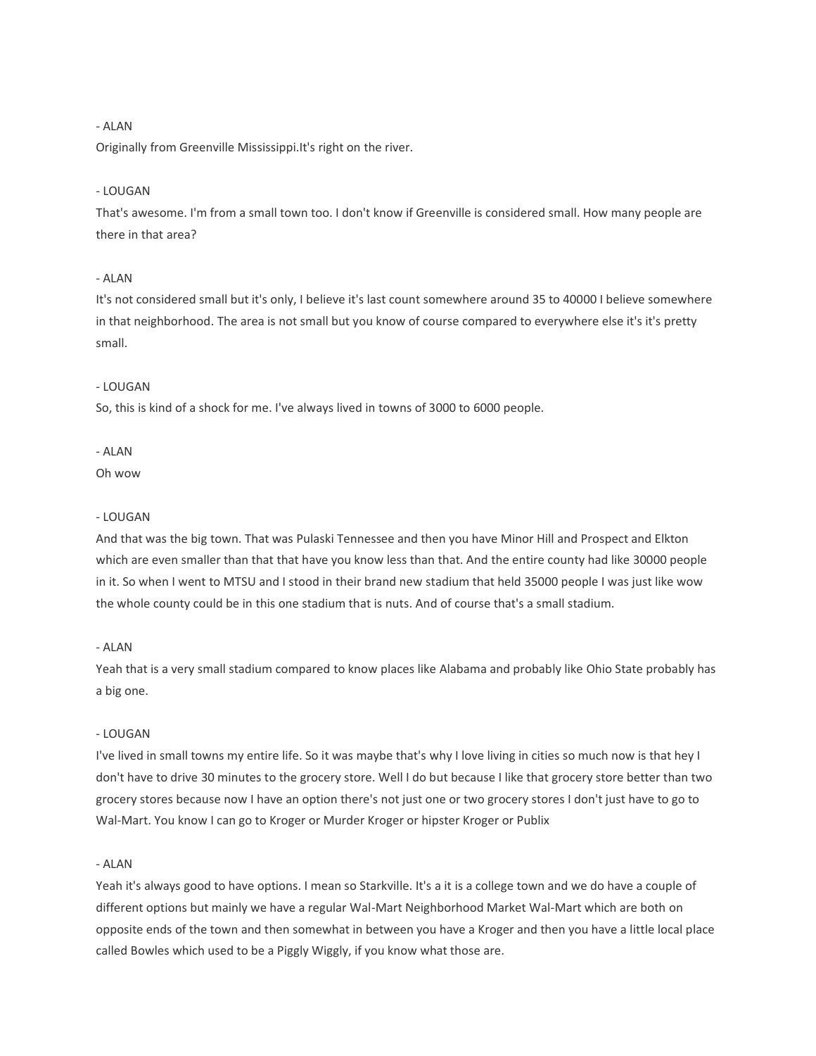- ALAN

Originally from Greenville Mississippi.It's right on the river.

- LOUGAN

That's awesome. I'm from a small town too. I don't know if Greenville is considered small. How many people are there in that area?

- ALAN

It's not considered small but it's only, I believe it's last count somewhere around 35 to 40000 I believe somewhere in that neighborhood. The area is not small but you know of course compared to everywhere else it's it's pretty small.

- LOUGAN

So, this is kind of a shock for me. I've always lived in towns of 3000 to 6000 people.

- ALAN

Oh wow

- LOUGAN

And that was the big town. That was Pulaski Tennessee and then you have Minor Hill and Prospect and Elkton which are even smaller than that that have you know less than that. And the entire county had like 30000 people in it. So when I went to MTSU and I stood in their brand new stadium that held 35000 people I was just like wow the whole county could be in this one stadium that is nuts. And of course that's a small stadium.

- ALAN

Yeah that is a very small stadium compared to know places like Alabama and probably like Ohio State probably has a big one.

- LOUGAN

I've lived in small towns my entire life. So it was maybe that's why I love living in cities so much now is that hey I don't have to drive 30 minutes to the grocery store. Well I do but because I like that grocery store better than two grocery stores because now I have an option there's not just one or two grocery stores I don't just have to go to Wal-Mart. You know I can go to Kroger or Murder Kroger or hipster Kroger or Publix

- ALAN

Yeah it's always good to have options. I mean so Starkville. It's a it is a college town and we do have a couple of different options but mainly we have a regular Wal-Mart Neighborhood Market Wal-Mart which are both on opposite ends of the town and then somewhat in between you have a Kroger and then you have a little local place called Bowles which used to be a Piggly Wiggly, if you know what those are.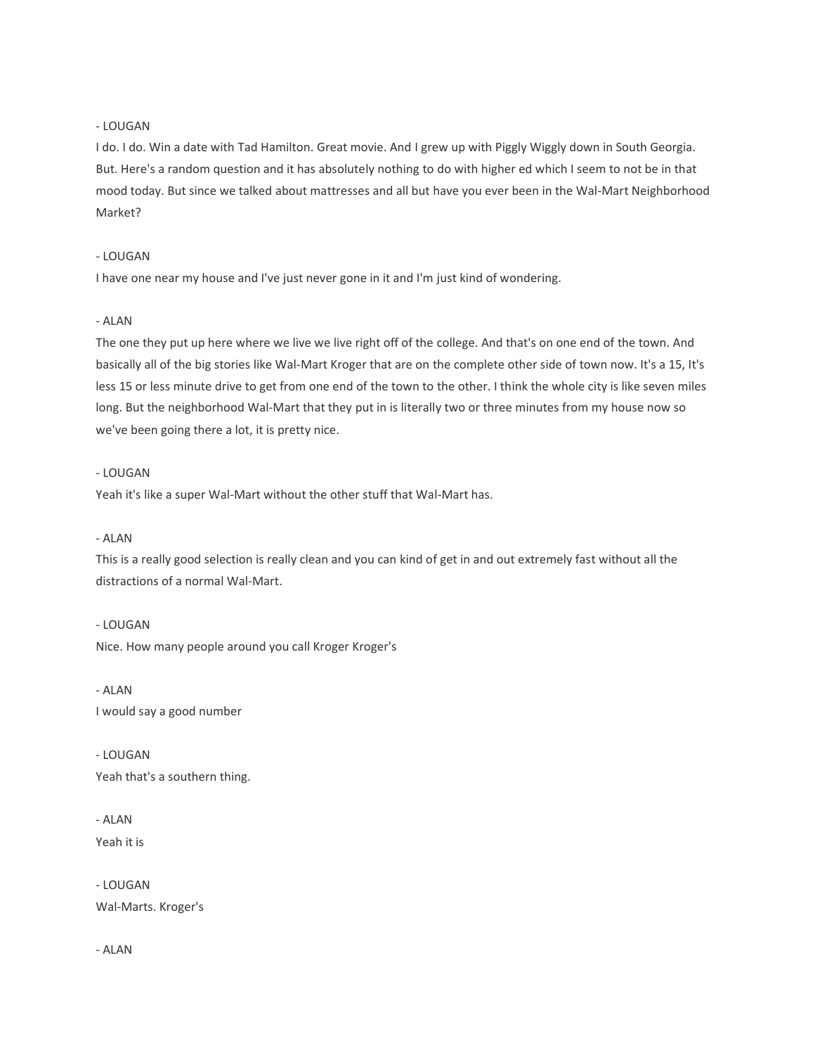- LOUGAN

I do. I do. Win a date with Tad Hamilton. Great movie. And I grew up with Piggly Wiggly down in South Georgia. But. Here's a random question and it has absolutely nothing to do with higher ed which I seem to not be in that mood today. But since we talked about mattresses and all but have you ever been in the Wal-Mart Neighborhood Market?

- LOUGAN

I have one near my house and I've just never gone in it and I'm just kind of wondering.

- ALAN

The one they put up here where we live we live right off of the college. And that's on one end of the town. And basically all of the big stories like Wal-Mart Kroger that are on the complete other side of town now. It's a 15, It's less 15 or less minute drive to get from one end of the town to the other. I think the whole city is like seven miles long. But the neighborhood Wal-Mart that they put in is literally two or three minutes from my house now so we've been going there a lot, it is pretty nice.

- LOUGAN

Yeah it's like a super Wal-Mart without the other stuff that Wal-Mart has.

- ALAN

This is a really good selection is really clean and you can kind of get in and out extremely fast without all the distractions of a normal Wal-Mart.

- LOUGAN

Nice. How many people around you call Kroger Kroger's

- ALAN

I would say a good number

- LOUGAN

Yeah that's a southern thing.

- ALAN

Yeah it is

- LOUGAN

Wal-Marts. Kroger's

- ALAN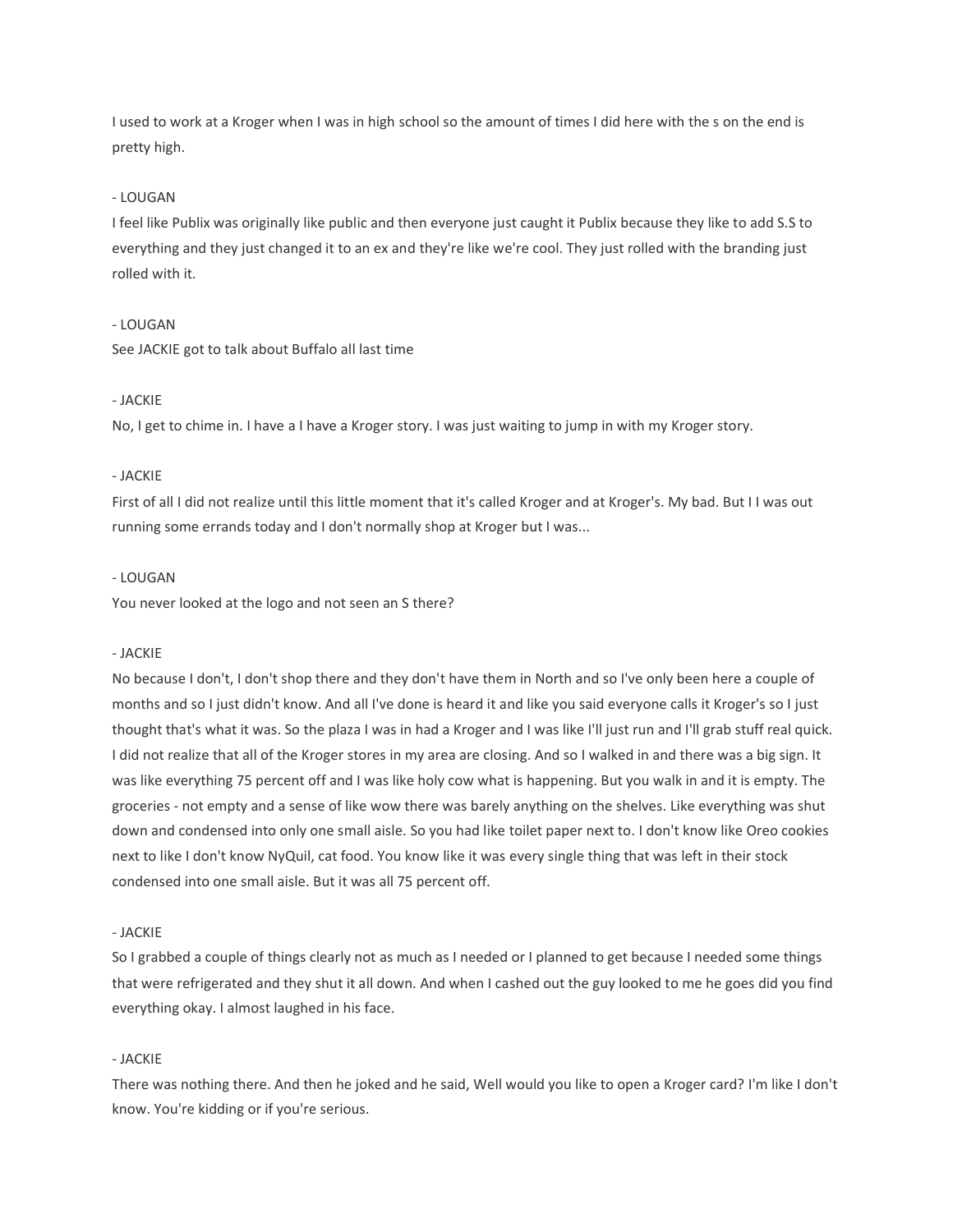I used to work at a Kroger when I was in high school so the amount of times I did here with the s on the end is pretty high.

- LOUGAN

I feel like Publix was originally like public and then everyone just caught it Publix because they like to add S.S to everything and they just changed it to an ex and they're like we're cool. They just rolled with the branding just rolled with it.

- LOUGAN

See JACKIE got to talk about Buffalo all last time

- JACKIE

No, I get to chime in. I have a I have a Kroger story. I was just waiting to jump in with my Kroger story.

- JACKIE

First of all I did not realize until this little moment that it's called Kroger and at Kroger's. My bad. But I I was out running some errands today and I don't normally shop at Kroger but I was...

- LOUGAN

You never looked at the logo and not seen an S there?

- JACKIE

No because I don't, I don't shop there and they don't have them in North and so I've only been here a couple of months and so I just didn't know. And all I've done is heard it and like you said everyone calls it Kroger's so I just thought that's what it was. So the plaza I was in had a Kroger and I was like I'll just run and I'll grab stuff real quick. I did not realize that all of the Kroger stores in my area are closing. And so I walked in and there was a big sign. It was like everything 75 percent off and I was like holy cow what is happening. But you walk in and it is empty. The groceries - not empty and a sense of like wow there was barely anything on the shelves. Like everything was shut down and condensed into only one small aisle. So you had like toilet paper next to. I don't know like Oreo cookies next to like I don't know NyQuil, cat food. You know like it was every single thing that was left in their stock condensed into one small aisle. But it was all 75 percent off.

- JACKIE

So I grabbed a couple of things clearly not as much as I needed or I planned to get because I needed some things that were refrigerated and they shut it all down. And when I cashed out the guy looked to me he goes did you find everything okay. I almost laughed in his face.

- JACKIE

There was nothing there. And then he joked and he said, Well would you like to open a Kroger card? I'm like I don't know. You're kidding or if you're serious.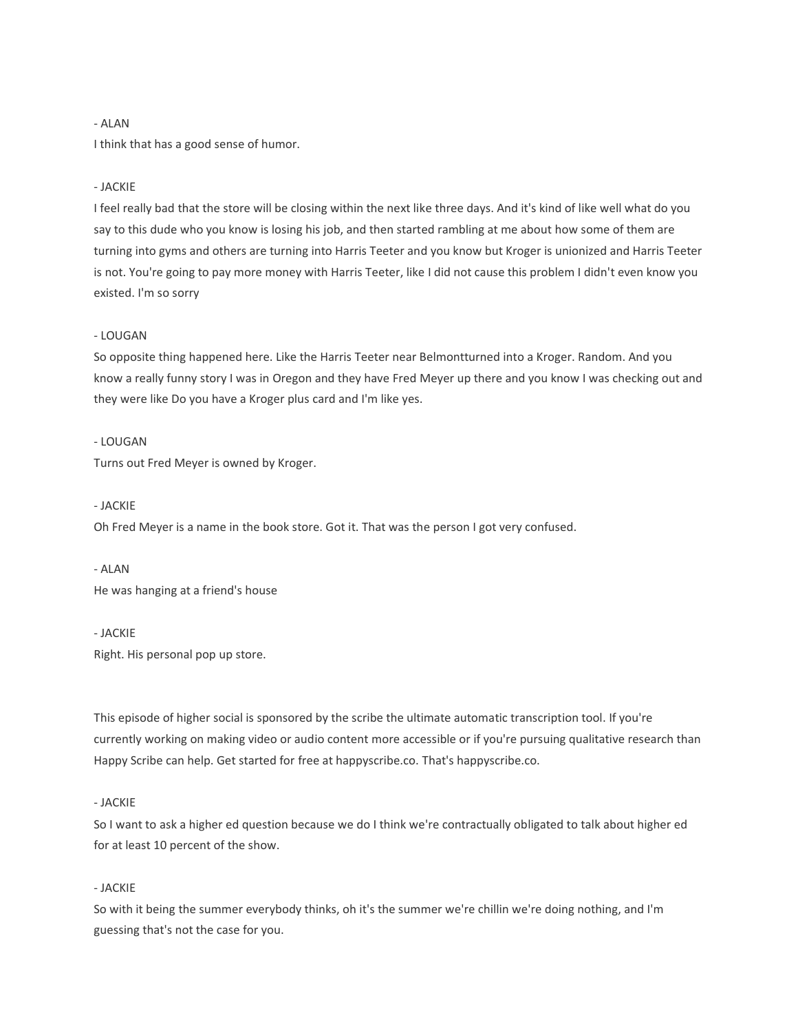- ALAN
I think that has a good sense of humor.

- JACKIE
I feel really bad that the store will be closing within the next like three days. And it's kind of like well what do you say to this dude who you know is losing his job, and then started rambling at me about how some of them are turning into gyms and others are turning into Harris Teeter and you know but Kroger is unionized and Harris Teeter is not. You're going to pay more money with Harris Teeter, like I did not cause this problem I didn't even know you existed. I'm so sorry

- LOUGAN
So opposite thing happened here. Like the Harris Teeter near Belmontturned into a Kroger. Random. And you know a really funny story I was in Oregon and they have Fred Meyer up there and you know I was checking out and they were like Do you have a Kroger plus card and I'm like yes.

- LOUGAN
Turns out Fred Meyer is owned by Kroger.

- JACKIE
Oh Fred Meyer is a name in the book store. Got it. That was the person I got very confused.

- ALAN
He was hanging at a friend's house

- JACKIE
Right. His personal pop up store.

This episode of higher social is sponsored by the scribe the ultimate automatic transcription tool. If you're currently working on making video or audio content more accessible or if you're pursuing qualitative research than Happy Scribe can help. Get started for free at happyscribe.co. That's happyscribe.co.

- JACKIE
So I want to ask a higher ed question because we do I think we're contractually obligated to talk about higher ed for at least 10 percent of the show.

- JACKIE
So with it being the summer everybody thinks, oh it's the summer we're chillin we're doing nothing, and I'm guessing that's not the case for you.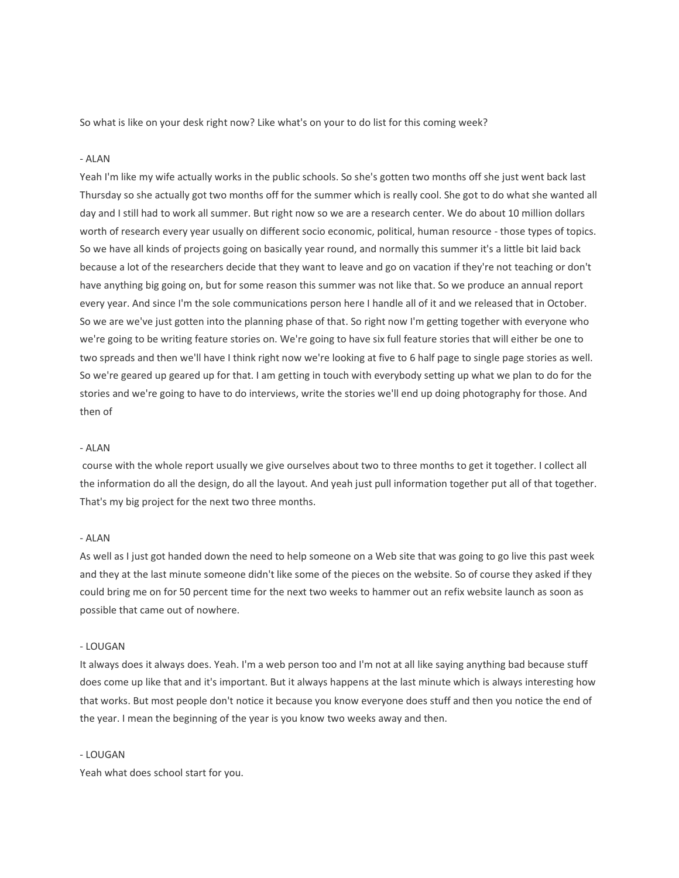So what is like on your desk right now? Like what's on your to do list for this coming week?

- ALAN

Yeah I'm like my wife actually works in the public schools. So she's gotten two months off she just went back last Thursday so she actually got two months off for the summer which is really cool. She got to do what she wanted all day and I still had to work all summer. But right now so we are a research center. We do about 10 million dollars worth of research every year usually on different socio economic, political, human resource - those types of topics. So we have all kinds of projects going on basically year round, and normally this summer it's a little bit laid back because a lot of the researchers decide that they want to leave and go on vacation if they're not teaching or don't have anything big going on, but for some reason this summer was not like that. So we produce an annual report every year. And since I'm the sole communications person here I handle all of it and we released that in October. So we are we've just gotten into the planning phase of that. So right now I'm getting together with everyone who we're going to be writing feature stories on. We're going to have six full feature stories that will either be one to two spreads and then we'll have I think right now we're looking at five to 6 half page to single page stories as well. So we're geared up geared up for that. I am getting in touch with everybody setting up what we plan to do for the stories and we're going to have to do interviews, write the stories we'll end up doing photography for those. And then of

- ALAN

course with the whole report usually we give ourselves about two to three months to get it together. I collect all the information do all the design, do all the layout. And yeah just pull information together put all of that together. That's my big project for the next two three months.

- ALAN

As well as I just got handed down the need to help someone on a Web site that was going to go live this past week and they at the last minute someone didn't like some of the pieces on the website. So of course they asked if they could bring me on for 50 percent time for the next two weeks to hammer out an refix website launch as soon as possible that came out of nowhere.

- LOUGAN

It always does it always does. Yeah. I'm a web person too and I'm not at all like saying anything bad because stuff does come up like that and it's important. But it always happens at the last minute which is always interesting how that works. But most people don't notice it because you know everyone does stuff and then you notice the end of the year. I mean the beginning of the year is you know two weeks away and then.

- LOUGAN

Yeah what does school start for you.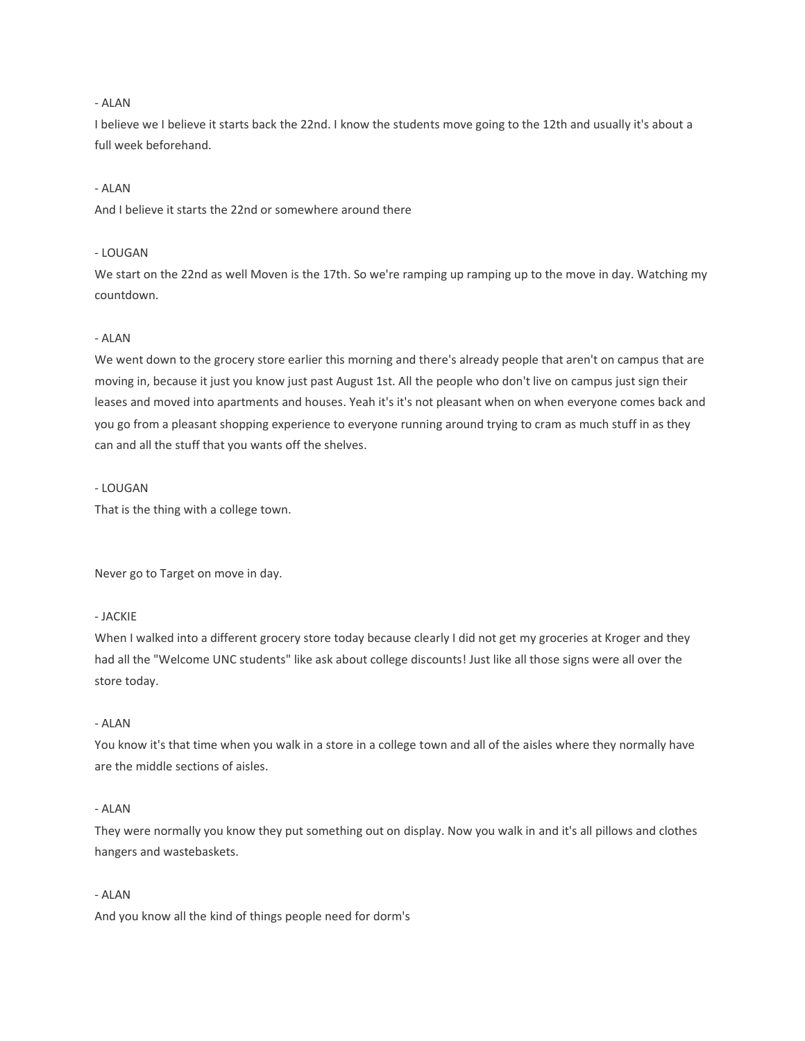- ALAN

I believe we I believe it starts back the 22nd. I know the students move going to the 12th and usually it's about a full week beforehand.

- ALAN

And I believe it starts the 22nd or somewhere around there

- LOUGAN

We start on the 22nd as well Moven is the 17th. So we're ramping up ramping up to the move in day. Watching my countdown.

- ALAN

We went down to the grocery store earlier this morning and there's already people that aren't on campus that are moving in, because it just you know just past August 1st. All the people who don't live on campus just sign their leases and moved into apartments and houses. Yeah it's it's not pleasant when on when everyone comes back and you go from a pleasant shopping experience to everyone running around trying to cram as much stuff in as they can and all the stuff that you wants off the shelves.

- LOUGAN

That is the thing with a college town.

Never go to Target on move in day.

- JACKIE

When I walked into a different grocery store today because clearly I did not get my groceries at Kroger and they had all the "Welcome UNC students" like ask about college discounts! Just like all those signs were all over the store today.

- ALAN

You know it's that time when you walk in a store in a college town and all of the aisles where they normally have are the middle sections of aisles.

- ALAN

They were normally you know they put something out on display. Now you walk in and it's all pillows and clothes hangers and wastebaskets.

- ALAN

And you know all the kind of things people need for dorm's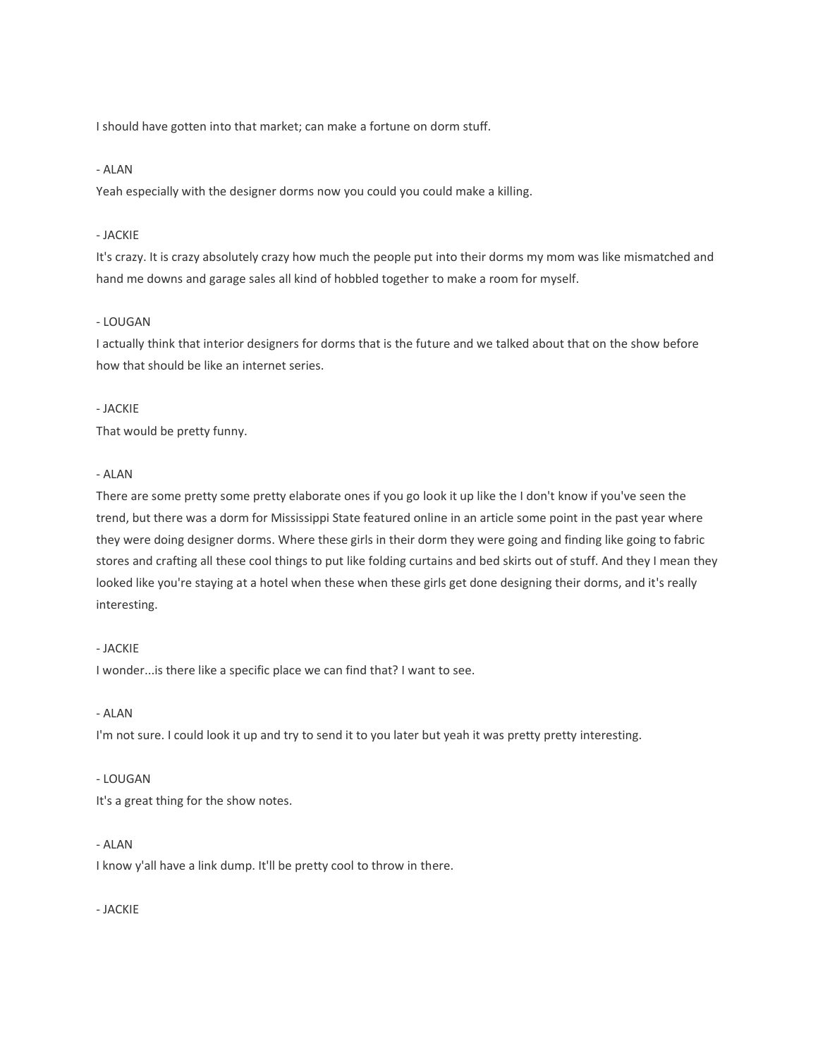I should have gotten into that market; can make a fortune on dorm stuff.

- ALAN

Yeah especially with the designer dorms now you could you could make a killing.

- JACKIE

It's crazy. It is crazy absolutely crazy how much the people put into their dorms my mom was like mismatched and hand me downs and garage sales all kind of hobbled together to make a room for myself.

- LOUGAN

I actually think that interior designers for dorms that is the future and we talked about that on the show before how that should be like an internet series.

- JACKIE

That would be pretty funny.

- ALAN

There are some pretty some pretty elaborate ones if you go look it up like the I don't know if you've seen the trend, but there was a dorm for Mississippi State featured online in an article some point in the past year where they were doing designer dorms. Where these girls in their dorm they were going and finding like going to fabric stores and crafting all these cool things to put like folding curtains and bed skirts out of stuff. And they I mean they looked like you're staying at a hotel when these when these girls get done designing their dorms, and it's really interesting.

- JACKIE

I wonder...is there like a specific place we can find that? I want to see.

- ALAN

I'm not sure. I could look it up and try to send it to you later but yeah it was pretty pretty interesting.

- LOUGAN

It's a great thing for the show notes.

- ALAN

I know y'all have a link dump. It'll be pretty cool to throw in there.

- JACKIE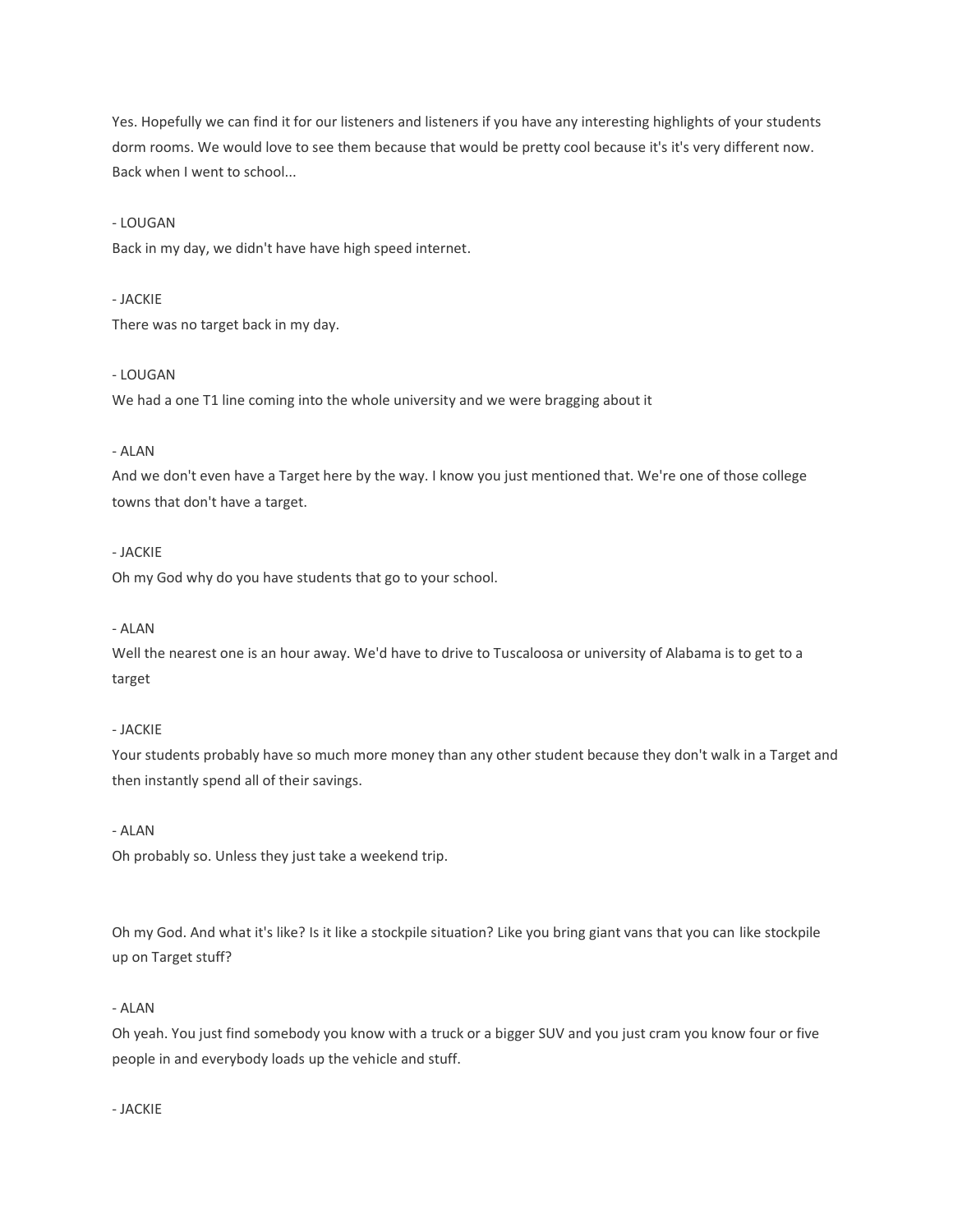Yes. Hopefully we can find it for our listeners and listeners if you have any interesting highlights of your students dorm rooms. We would love to see them because that would be pretty cool because it's it's very different now. Back when I went to school...

- LOUGAN

Back in my day, we didn't have have high speed internet.

- JACKIE

There was no target back in my day.

- LOUGAN

We had a one T1 line coming into the whole university and we were bragging about it

- ALAN

And we don't even have a Target here by the way. I know you just mentioned that. We're one of those college towns that don't have a target.

- JACKIE

Oh my God why do you have students that go to your school.

- ALAN

Well the nearest one is an hour away. We'd have to drive to Tuscaloosa or university of Alabama is to get to a target

- JACKIE

Your students probably have so much more money than any other student because they don't walk in a Target and then instantly spend all of their savings.

- ALAN

Oh probably so. Unless they just take a weekend trip.

Oh my God. And what it's like? Is it like a stockpile situation? Like you bring giant vans that you can like stockpile up on Target stuff?

- ALAN

Oh yeah. You just find somebody you know with a truck or a bigger SUV and you just cram you know four or five people in and everybody loads up the vehicle and stuff.

- JACKIE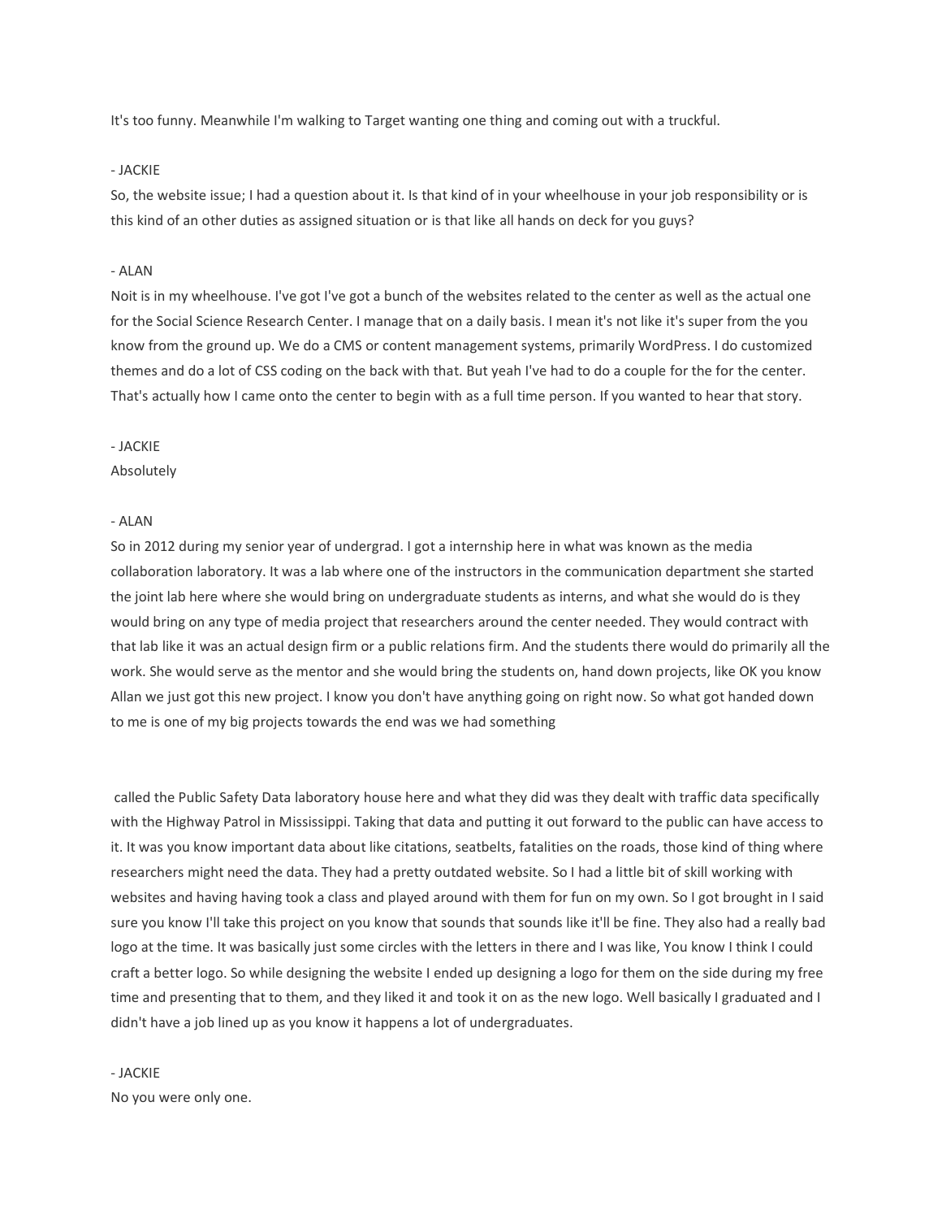It's too funny. Meanwhile I'm walking to Target wanting one thing and coming out with a truckful.

- JACKIE

So, the website issue; I had a question about it. Is that kind of in your wheelhouse in your job responsibility or is this kind of an other duties as assigned situation or is that like all hands on deck for you guys?

- ALAN

Noit is in my wheelhouse. I've got I've got a bunch of the websites related to the center as well as the actual one for the Social Science Research Center. I manage that on a daily basis. I mean it's not like it's super from the you know from the ground up. We do a CMS or content management systems, primarily WordPress. I do customized themes and do a lot of CSS coding on the back with that. But yeah I've had to do a couple for the for the center. That's actually how I came onto the center to begin with as a full time person. If you wanted to hear that story.

- JACKIE

Absolutely

- ALAN

So in 2012 during my senior year of undergrad. I got a internship here in what was known as the media collaboration laboratory. It was a lab where one of the instructors in the communication department she started the joint lab here where she would bring on undergraduate students as interns, and what she would do is they would bring on any type of media project that researchers around the center needed. They would contract with that lab like it was an actual design firm or a public relations firm. And the students there would do primarily all the work. She would serve as the mentor and she would bring the students on, hand down projects, like OK you know Allan we just got this new project. I know you don't have anything going on right now. So what got handed down to me is one of my big projects towards the end was we had something

called the Public Safety Data laboratory house here and what they did was they dealt with traffic data specifically with the Highway Patrol in Mississippi. Taking that data and putting it out forward to the public can have access to it. It was you know important data about like citations, seatbelts, fatalities on the roads, those kind of thing where researchers might need the data. They had a pretty outdated website. So I had a little bit of skill working with websites and having having took a class and played around with them for fun on my own. So I got brought in I said sure you know I'll take this project on you know that sounds that sounds like it'll be fine. They also had a really bad logo at the time. It was basically just some circles with the letters in there and I was like, You know I think I could craft a better logo. So while designing the website I ended up designing a logo for them on the side during my free time and presenting that to them, and they liked it and took it on as the new logo. Well basically I graduated and I didn't have a job lined up as you know it happens a lot of undergraduates.

- JACKIE

No you were only one.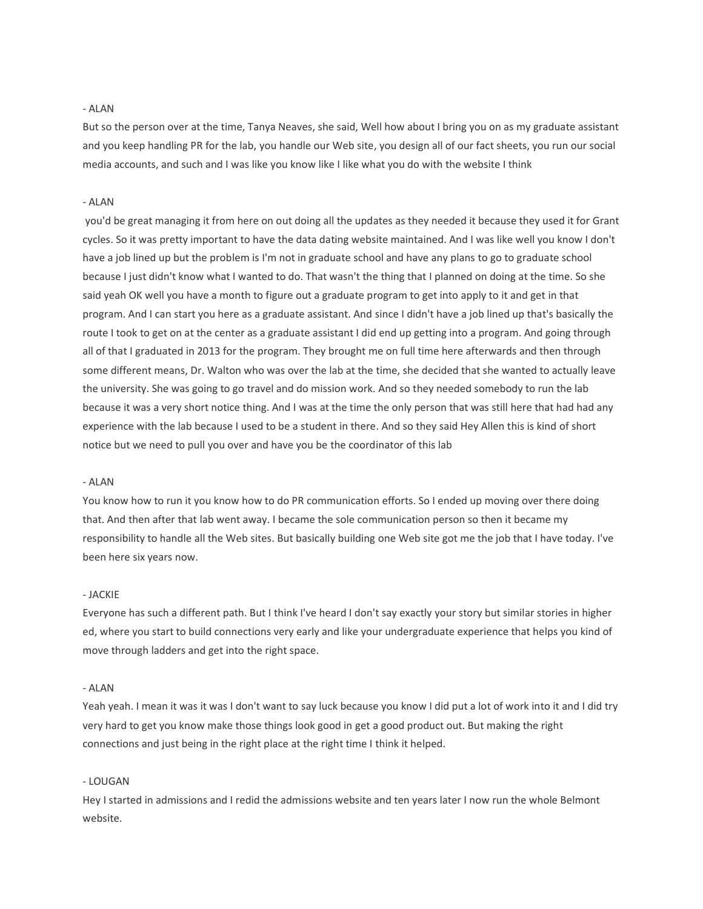- ALAN

But so the person over at the time, Tanya Neaves, she said, Well how about I bring you on as my graduate assistant and you keep handling PR for the lab, you handle our Web site, you design all of our fact sheets, you run our social media accounts, and such and I was like you know like I like what you do with the website I think

- ALAN

you'd be great managing it from here on out doing all the updates as they needed it because they used it for Grant cycles. So it was pretty important to have the data dating website maintained. And I was like well you know I don't have a job lined up but the problem is I'm not in graduate school and have any plans to go to graduate school because I just didn't know what I wanted to do. That wasn't the thing that I planned on doing at the time. So she said yeah OK well you have a month to figure out a graduate program to get into apply to it and get in that program. And I can start you here as a graduate assistant. And since I didn't have a job lined up that's basically the route I took to get on at the center as a graduate assistant I did end up getting into a program. And going through all of that I graduated in 2013 for the program. They brought me on full time here afterwards and then through some different means, Dr. Walton who was over the lab at the time, she decided that she wanted to actually leave the university. She was going to go travel and do mission work. And so they needed somebody to run the lab because it was a very short notice thing. And I was at the time the only person that was still here that had had any experience with the lab because I used to be a student in there. And so they said Hey Allen this is kind of short notice but we need to pull you over and have you be the coordinator of this lab

- ALAN

You know how to run it you know how to do PR communication efforts. So I ended up moving over there doing that. And then after that lab went away. I became the sole communication person so then it became my responsibility to handle all the Web sites. But basically building one Web site got me the job that I have today. I've been here six years now.

- JACKIE

Everyone has such a different path. But I think I've heard I don't say exactly your story but similar stories in higher ed, where you start to build connections very early and like your undergraduate experience that helps you kind of move through ladders and get into the right space.

- ALAN

Yeah yeah. I mean it was it was I don't want to say luck because you know I did put a lot of work into it and I did try very hard to get you know make those things look good in get a good product out. But making the right connections and just being in the right place at the right time I think it helped.

- LOUGAN

Hey I started in admissions and I redid the admissions website and ten years later I now run the whole Belmont website.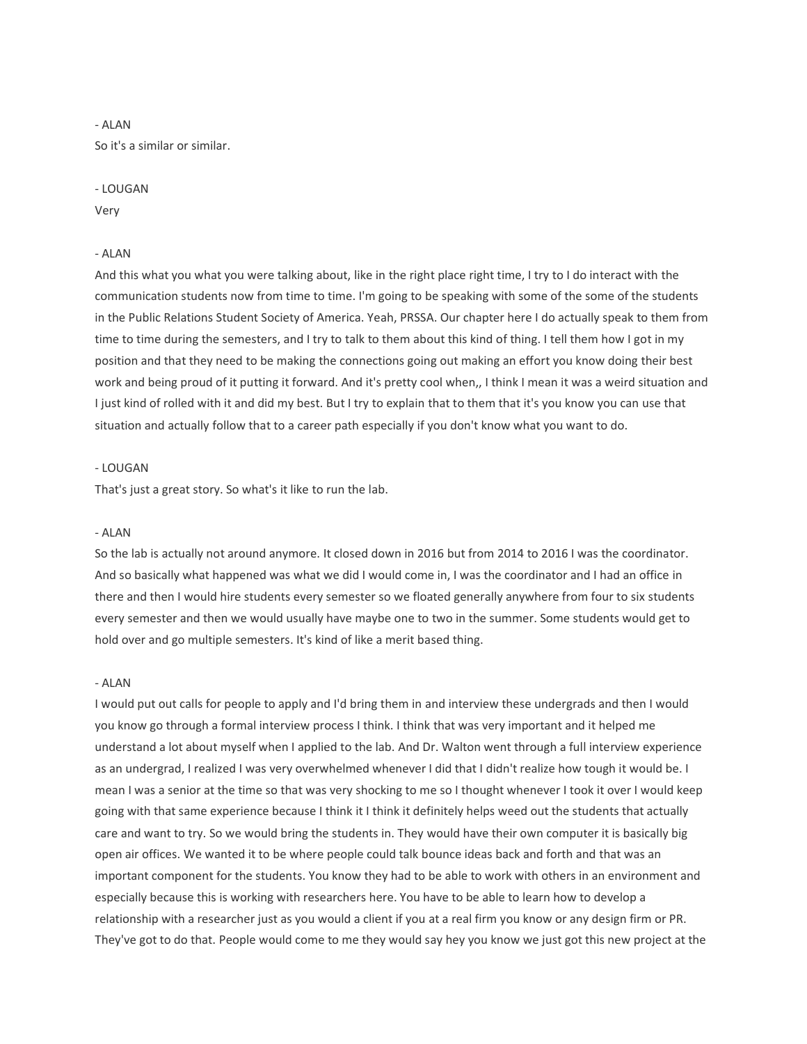- ALAN

So it's a similar or similar.

- LOUGAN

Very

- ALAN

And this what you what you were talking about, like in the right place right time, I try to I do interact with the communication students now from time to time. I'm going to be speaking with some of the some of the students in the Public Relations Student Society of America. Yeah, PRSSA. Our chapter here I do actually speak to them from time to time during the semesters, and I try to talk to them about this kind of thing. I tell them how I got in my position and that they need to be making the connections going out making an effort you know doing their best work and being proud of it putting it forward. And it's pretty cool when,, I think I mean it was a weird situation and I just kind of rolled with it and did my best. But I try to explain that to them that it's you know you can use that situation and actually follow that to a career path especially if you don't know what you want to do.

- LOUGAN

That's just a great story. So what's it like to run the lab.

- ALAN

So the lab is actually not around anymore. It closed down in 2016 but from 2014 to 2016 I was the coordinator. And so basically what happened was what we did I would come in, I was the coordinator and I had an office in there and then I would hire students every semester so we floated generally anywhere from four to six students every semester and then we would usually have maybe one to two in the summer. Some students would get to hold over and go multiple semesters. It's kind of like a merit based thing.

- ALAN

I would put out calls for people to apply and I'd bring them in and interview these undergrads and then I would you know go through a formal interview process I think. I think that was very important and it helped me understand a lot about myself when I applied to the lab. And Dr. Walton went through a full interview experience as an undergrad, I realized I was very overwhelmed whenever I did that I didn't realize how tough it would be. I mean I was a senior at the time so that was very shocking to me so I thought whenever I took it over I would keep going with that same experience because I think it I think it definitely helps weed out the students that actually care and want to try. So we would bring the students in. They would have their own computer it is basically big open air offices. We wanted it to be where people could talk bounce ideas back and forth and that was an important component for the students. You know they had to be able to work with others in an environment and especially because this is working with researchers here. You have to be able to learn how to develop a relationship with a researcher just as you would a client if you at a real firm you know or any design firm or PR. They've got to do that. People would come to me they would say hey you know we just got this new project at the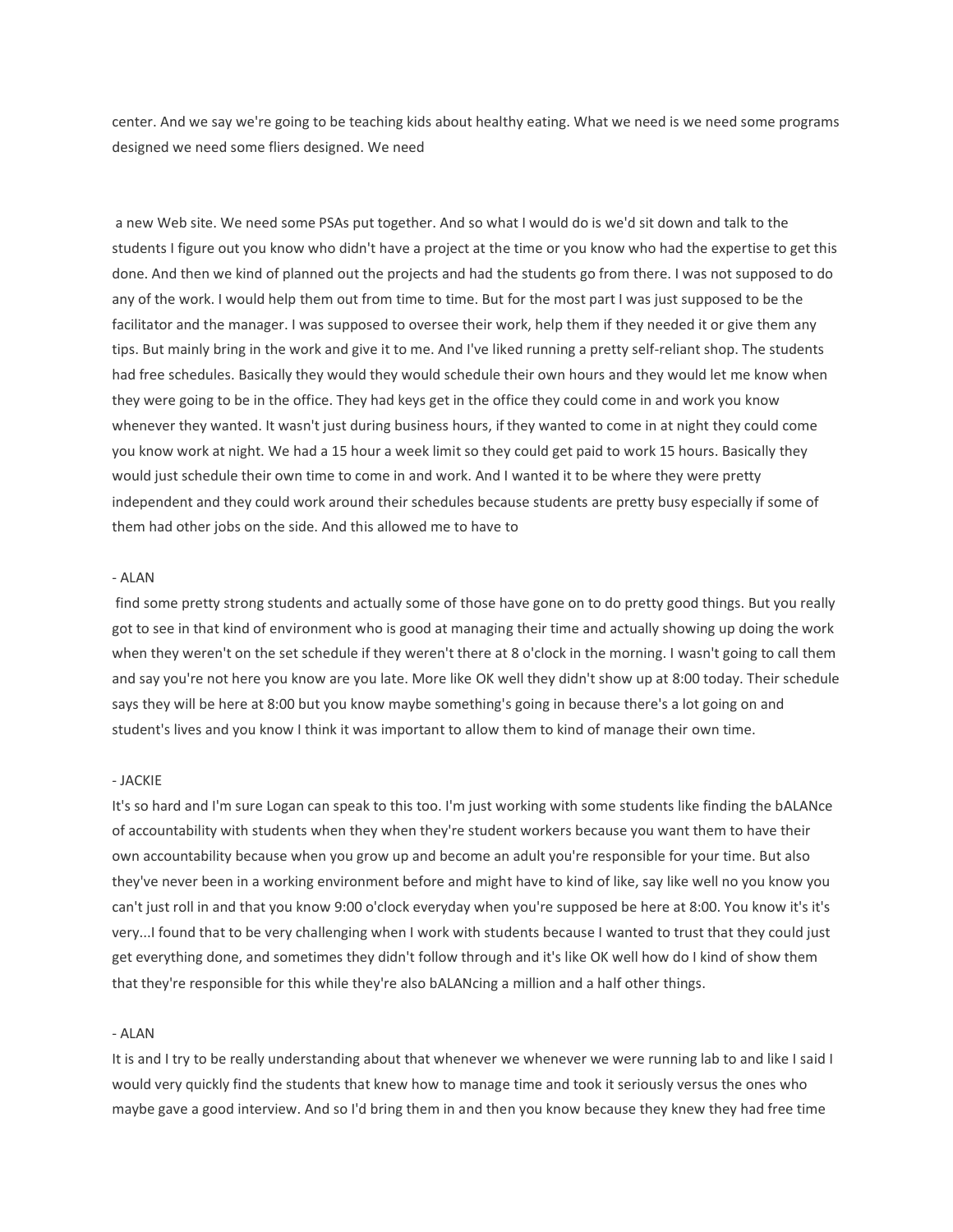center. And we say we're going to be teaching kids about healthy eating. What we need is we need some programs designed we need some fliers designed. We need

a new Web site. We need some PSAs put together. And so what I would do is we'd sit down and talk to the students I figure out you know who didn't have a project at the time or you know who had the expertise to get this done. And then we kind of planned out the projects and had the students go from there. I was not supposed to do any of the work. I would help them out from time to time. But for the most part I was just supposed to be the facilitator and the manager. I was supposed to oversee their work, help them if they needed it or give them any tips. But mainly bring in the work and give it to me. And I've liked running a pretty self-reliant shop. The students had free schedules. Basically they would they would schedule their own hours and they would let me know when they were going to be in the office. They had keys get in the office they could come in and work you know whenever they wanted. It wasn't just during business hours, if they wanted to come in at night they could come you know work at night. We had a 15 hour a week limit so they could get paid to work 15 hours. Basically they would just schedule their own time to come in and work. And I wanted it to be where they were pretty independent and they could work around their schedules because students are pretty busy especially if some of them had other jobs on the side. And this allowed me to have to

- ALAN

find some pretty strong students and actually some of those have gone on to do pretty good things. But you really got to see in that kind of environment who is good at managing their time and actually showing up doing the work when they weren't on the set schedule if they weren't there at 8 o'clock in the morning. I wasn't going to call them and say you're not here you know are you late. More like OK well they didn't show up at 8:00 today. Their schedule says they will be here at 8:00 but you know maybe something's going in because there's a lot going on and student's lives and you know I think it was important to allow them to kind of manage their own time.

- JACKIE

It's so hard and I'm sure Logan can speak to this too. I'm just working with some students like finding the bALANce of accountability with students when they when they're student workers because you want them to have their own accountability because when you grow up and become an adult you're responsible for your time. But also they've never been in a working environment before and might have to kind of like, say like well no you know you can't just roll in and that you know 9:00 o'clock everyday when you're supposed be here at 8:00. You know it's it's very...I found that to be very challenging when I work with students because I wanted to trust that they could just get everything done, and sometimes they didn't follow through and it's like OK well how do I kind of show them that they're responsible for this while they're also bALANcing a million and a half other things.

- ALAN

It is and I try to be really understanding about that whenever we whenever we were running lab to and like I said I would very quickly find the students that knew how to manage time and took it seriously versus the ones who maybe gave a good interview. And so I'd bring them in and then you know because they knew they had free time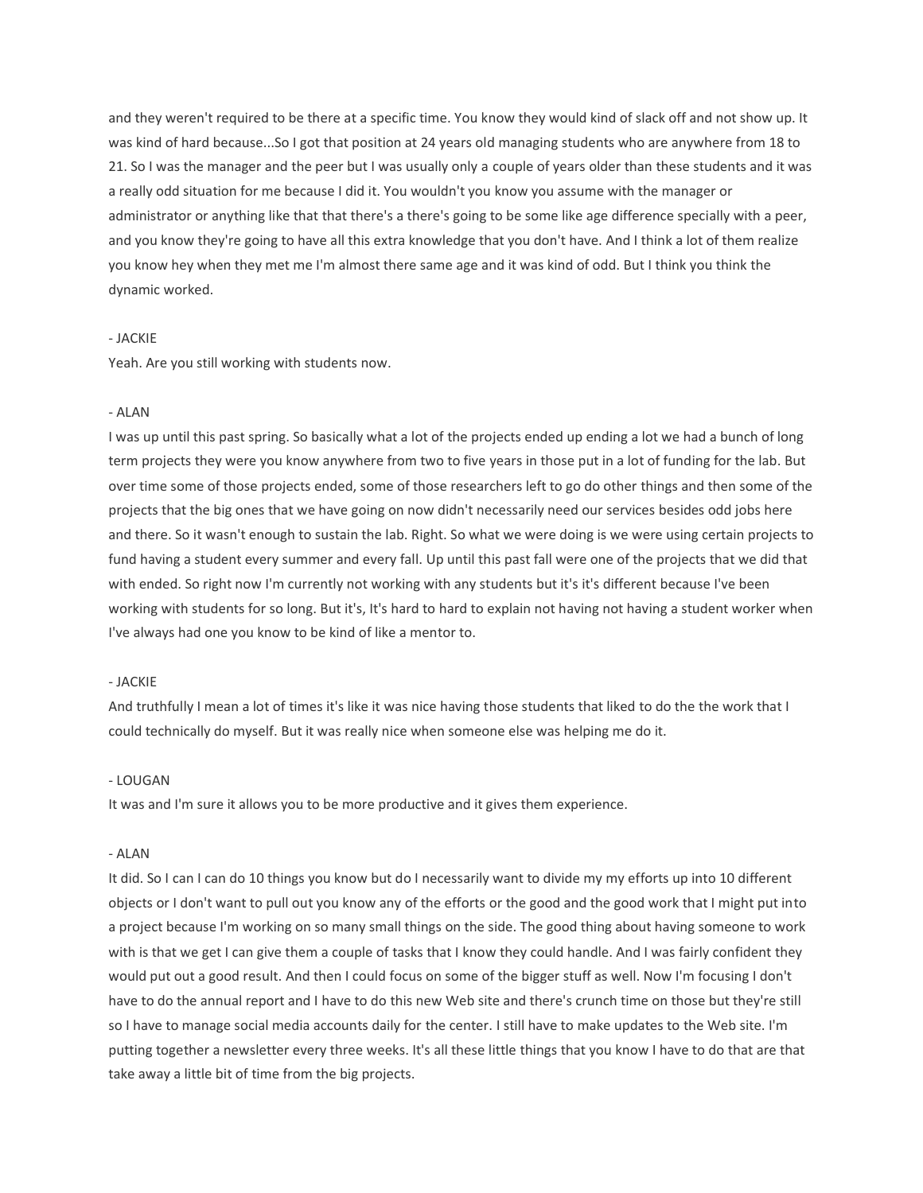and they weren't required to be there at a specific time. You know they would kind of slack off and not show up. It was kind of hard because...So I got that position at 24 years old managing students who are anywhere from 18 to 21. So I was the manager and the peer but I was usually only a couple of years older than these students and it was a really odd situation for me because I did it. You wouldn't you know you assume with the manager or administrator or anything like that that there's a there's going to be some like age difference specially with a peer, and you know they're going to have all this extra knowledge that you don't have. And I think a lot of them realize you know hey when they met me I'm almost there same age and it was kind of odd. But I think you think the dynamic worked.

- JACKIE

Yeah. Are you still working with students now.

- ALAN

I was up until this past spring. So basically what a lot of the projects ended up ending a lot we had a bunch of long term projects they were you know anywhere from two to five years in those put in a lot of funding for the lab. But over time some of those projects ended, some of those researchers left to go do other things and then some of the projects that the big ones that we have going on now didn't necessarily need our services besides odd jobs here and there. So it wasn't enough to sustain the lab. Right. So what we were doing is we were using certain projects to fund having a student every summer and every fall. Up until this past fall were one of the projects that we did that with ended. So right now I'm currently not working with any students but it's it's different because I've been working with students for so long. But it's, It's hard to hard to explain not having not having a student worker when I've always had one you know to be kind of like a mentor to.

- JACKIE

And truthfully I mean a lot of times it's like it was nice having those students that liked to do the the work that I could technically do myself. But it was really nice when someone else was helping me do it.

- LOUGAN

It was and I'm sure it allows you to be more productive and it gives them experience.

- ALAN

It did. So I can I can do 10 things you know but do I necessarily want to divide my my efforts up into 10 different objects or I don't want to pull out you know any of the efforts or the good and the good work that I might put into a project because I'm working on so many small things on the side. The good thing about having someone to work with is that we get I can give them a couple of tasks that I know they could handle. And I was fairly confident they would put out a good result. And then I could focus on some of the bigger stuff as well. Now I'm focusing I don't have to do the annual report and I have to do this new Web site and there's crunch time on those but they're still so I have to manage social media accounts daily for the center. I still have to make updates to the Web site. I'm putting together a newsletter every three weeks. It's all these little things that you know I have to do that are that take away a little bit of time from the big projects.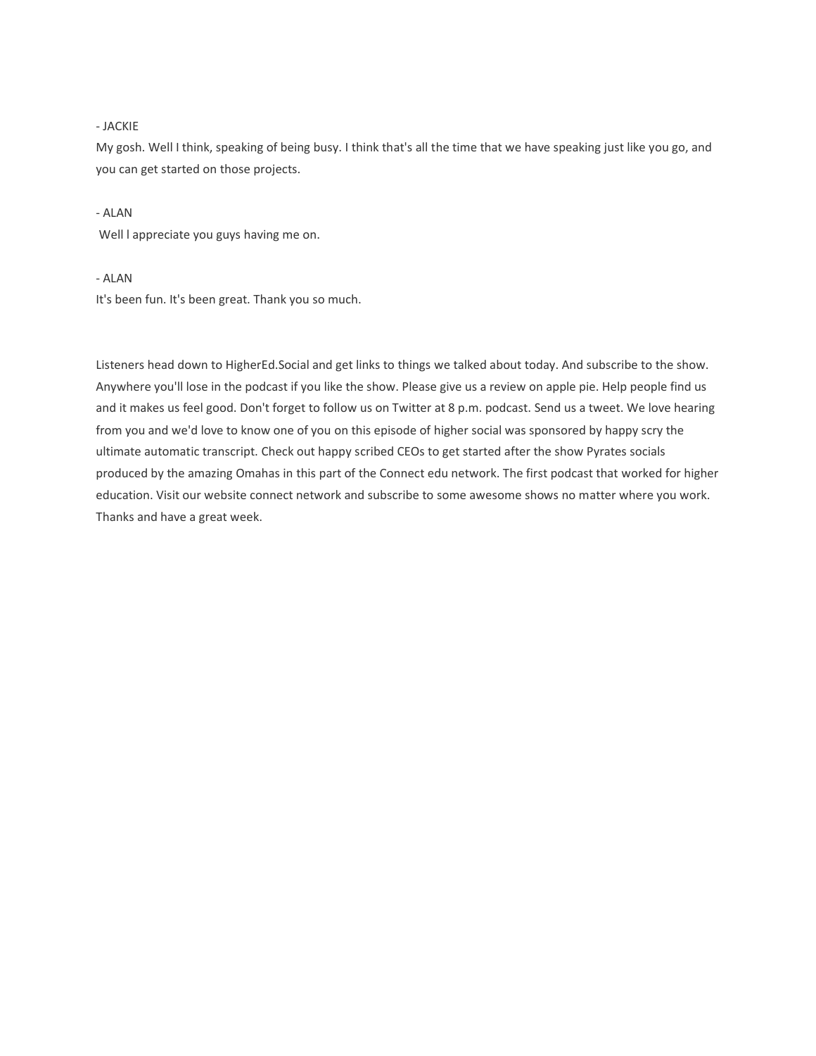- JACKIE

My gosh. Well I think, speaking of being busy. I think that's all the time that we have speaking just like you go, and you can get started on those projects.

- ALAN

Well l appreciate you guys having me on.

- ALAN

It's been fun. It's been great. Thank you so much.

Listeners head down to HigherEd.Social and get links to things we talked about today. And subscribe to the show. Anywhere you'll lose in the podcast if you like the show. Please give us a review on apple pie. Help people find us and it makes us feel good. Don't forget to follow us on Twitter at 8 p.m. podcast. Send us a tweet. We love hearing from you and we'd love to know one of you on this episode of higher social was sponsored by happy scry the ultimate automatic transcript. Check out happy scribed CEOs to get started after the show Pyrates socials produced by the amazing Omahas in this part of the Connect edu network. The first podcast that worked for higher education. Visit our website connect network and subscribe to some awesome shows no matter where you work. Thanks and have a great week.